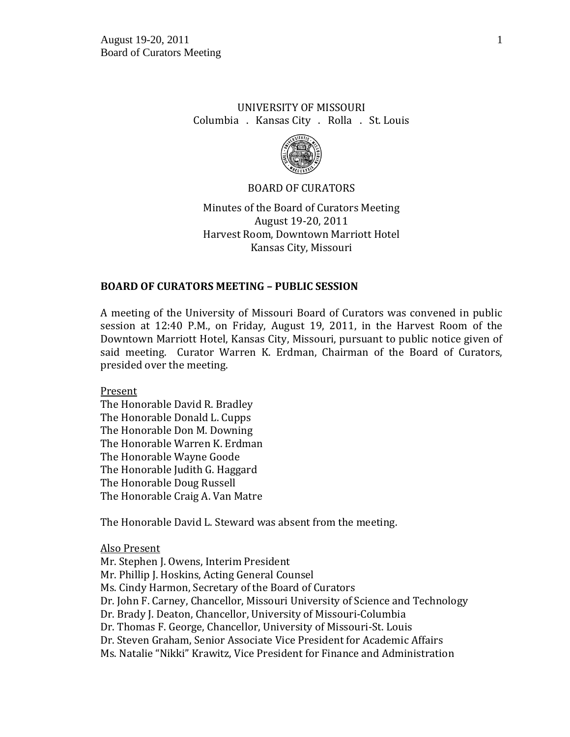UNIVERSITY OF MISSOURI
Columbia . Kansas City . Rolla . St. Louis

BOARD OF CURATORS

Minutes of the Board of Curators Meeting
August 19-20, 2011
Harvest Room, Downtown Marriott Hotel
Kansas City, Missouri

## BOARD OF CURATORS MEETING – PUBLIC SESSION

A meeting of the University of Missouri Board of Curators was convened in public session at 12:40 P.M., on Friday, August 19, 2011, in the Harvest Room of the Downtown Marriott Hotel, Kansas City, Missouri, pursuant to public notice given of said meeting. Curator Warren K. Erdman, Chairman of the Board of Curators, presided over the meeting.

Present
The Honorable David R. Bradley
The Honorable Donald L. Cupps
The Honorable Don M. Downing
The Honorable Warren K. Erdman
The Honorable Wayne Goode
The Honorable Judith G. Haggard
The Honorable Doug Russell
The Honorable Craig A. Van Matre

The Honorable David L. Steward was absent from the meeting.

Also Present
Mr. Stephen J. Owens, Interim President
Mr. Phillip J. Hoskins, Acting General Counsel
Ms. Cindy Harmon, Secretary of the Board of Curators
Dr. John F. Carney, Chancellor, Missouri University of Science and Technology
Dr. Brady J. Deaton, Chancellor, University of Missouri-Columbia
Dr. Thomas F. George, Chancellor, University of Missouri-St. Louis
Dr. Steven Graham, Senior Associate Vice President for Academic Affairs
Ms. Natalie "Nikki" Krawitz, Vice President for Finance and Administration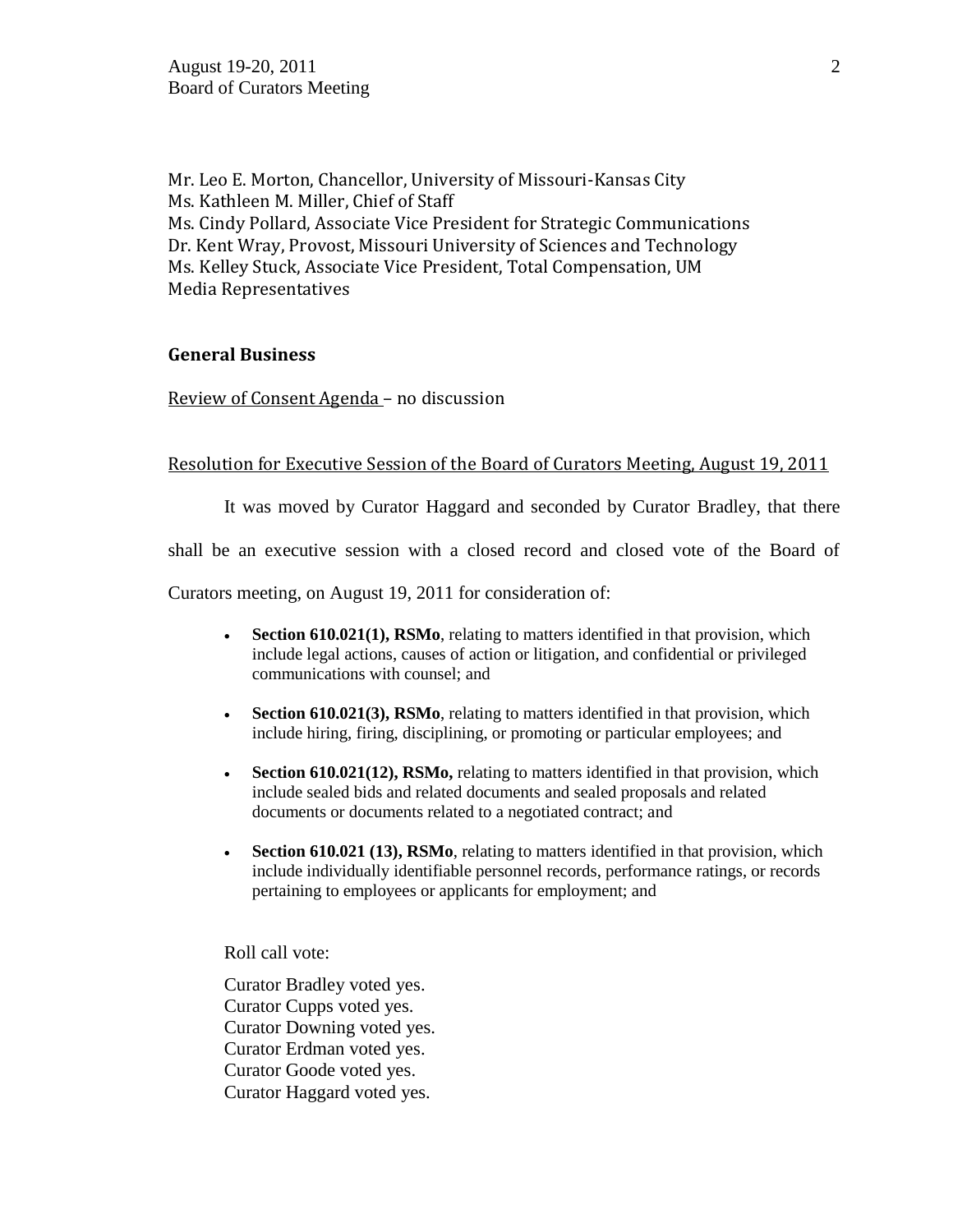Mr. Leo E. Morton, Chancellor, University of Missouri-Kansas City
Ms. Kathleen M. Miller, Chief of Staff
Ms. Cindy Pollard, Associate Vice President for Strategic Communications
Dr. Kent Wray, Provost, Missouri University of Sciences and Technology
Ms. Kelley Stuck, Associate Vice President, Total Compensation, UM
Media Representatives

## General Business

Review of Consent Agenda – no discussion

Resolution for Executive Session of the Board of Curators Meeting, August 19, 2011

It was moved by Curator Haggard and seconded by Curator Bradley, that there shall be an executive session with a closed record and closed vote of the Board of Curators meeting, on August 19, 2011 for consideration of:

- **Section 610.021(1), RSMo**, relating to matters identified in that provision, which include legal actions, causes of action or litigation, and confidential or privileged communications with counsel; and
- **Section 610.021(3), RSMo**, relating to matters identified in that provision, which include hiring, firing, disciplining, or promoting or particular employees; and
- **Section 610.021(12), RSMo,** relating to matters identified in that provision, which include sealed bids and related documents and sealed proposals and related documents or documents related to a negotiated contract; and
- **Section 610.021 (13), RSMo**, relating to matters identified in that provision, which include individually identifiable personnel records, performance ratings, or records pertaining to employees or applicants for employment; and

Roll call vote:

Curator Bradley voted yes.
Curator Cupps voted yes.
Curator Downing voted yes.
Curator Erdman voted yes.
Curator Goode voted yes.
Curator Haggard voted yes.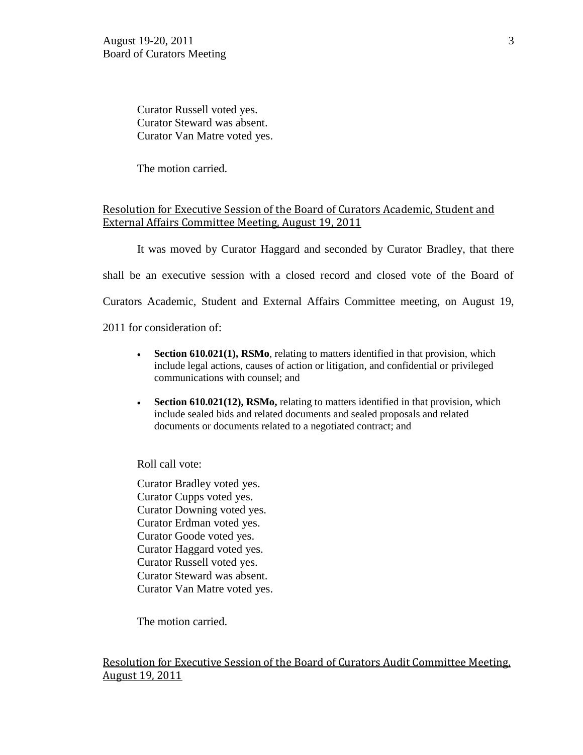Curator Russell voted yes.
Curator Steward was absent.
Curator Van Matre voted yes.

The motion carried.

Resolution for Executive Session of the Board of Curators Academic, Student and External Affairs Committee Meeting, August 19, 2011

It was moved by Curator Haggard and seconded by Curator Bradley, that there shall be an executive session with a closed record and closed vote of the Board of Curators Academic, Student and External Affairs Committee meeting, on August 19, 2011 for consideration of:

- **Section 610.021(1), RSMo**, relating to matters identified in that provision, which include legal actions, causes of action or litigation, and confidential or privileged communications with counsel; and
- **Section 610.021(12), RSMo,** relating to matters identified in that provision, which include sealed bids and related documents and sealed proposals and related documents or documents related to a negotiated contract; and

Roll call vote:

Curator Bradley voted yes.
Curator Cupps voted yes.
Curator Downing voted yes.
Curator Erdman voted yes.
Curator Goode voted yes.
Curator Haggard voted yes.
Curator Russell voted yes.
Curator Steward was absent.
Curator Van Matre voted yes.

The motion carried.

Resolution for Executive Session of the Board of Curators Audit Committee Meeting, August 19, 2011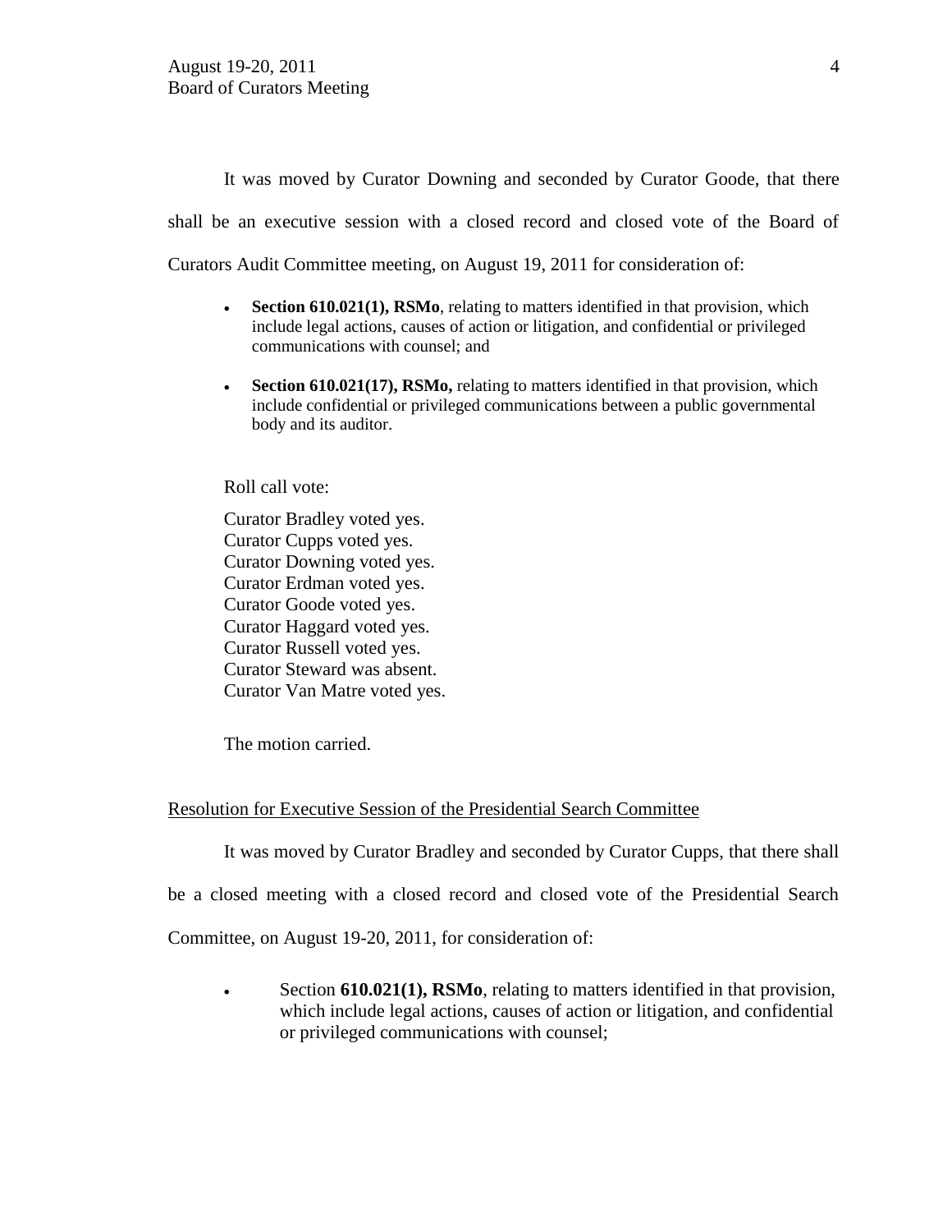It was moved by Curator Downing and seconded by Curator Goode, that there shall be an executive session with a closed record and closed vote of the Board of Curators Audit Committee meeting, on August 19, 2011 for consideration of:

- **Section 610.021(1), RSMo**, relating to matters identified in that provision, which include legal actions, causes of action or litigation, and confidential or privileged communications with counsel; and
- **Section 610.021(17), RSMo,** relating to matters identified in that provision, which include confidential or privileged communications between a public governmental body and its auditor.

Roll call vote:

Curator Bradley voted yes.
Curator Cupps voted yes.
Curator Downing voted yes.
Curator Erdman voted yes.
Curator Goode voted yes.
Curator Haggard voted yes.
Curator Russell voted yes.
Curator Steward was absent.
Curator Van Matre voted yes.

The motion carried.

Resolution for Executive Session of the Presidential Search Committee

It was moved by Curator Bradley and seconded by Curator Cupps, that there shall be a closed meeting with a closed record and closed vote of the Presidential Search Committee, on August 19-20, 2011, for consideration of:

- Section **610.021(1), RSMo**, relating to matters identified in that provision, which include legal actions, causes of action or litigation, and confidential or privileged communications with counsel;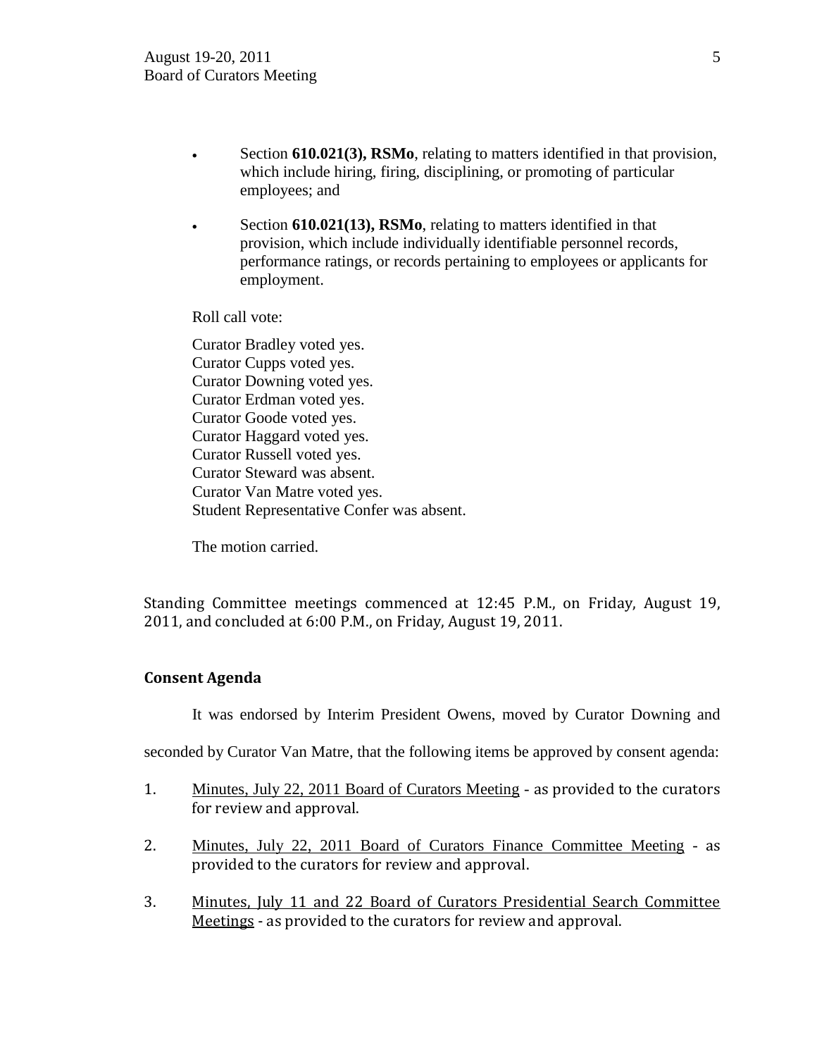- Section **610.021(3), RSMo**, relating to matters identified in that provision, which include hiring, firing, disciplining, or promoting of particular employees; and

- Section **610.021(13), RSMo**, relating to matters identified in that provision, which include individually identifiable personnel records, performance ratings, or records pertaining to employees or applicants for employment.

Roll call vote:

Curator Bradley voted yes.
Curator Cupps voted yes.
Curator Downing voted yes.
Curator Erdman voted yes.
Curator Goode voted yes.
Curator Haggard voted yes.
Curator Russell voted yes.
Curator Steward was absent.
Curator Van Matre voted yes.
Student Representative Confer was absent.

The motion carried.

Standing Committee meetings commenced at 12:45 P.M., on Friday, August 19, 2011, and concluded at 6:00 P.M., on Friday, August 19, 2011.

**Consent Agenda**

It was endorsed by Interim President Owens, moved by Curator Downing and seconded by Curator Van Matre, that the following items be approved by consent agenda:

1. Minutes, July 22, 2011 Board of Curators Meeting - as provided to the curators for review and approval.

2. Minutes, July 22, 2011 Board of Curators Finance Committee Meeting - as provided to the curators for review and approval.

3. Minutes, July 11 and 22 Board of Curators Presidential Search Committee Meetings - as provided to the curators for review and approval.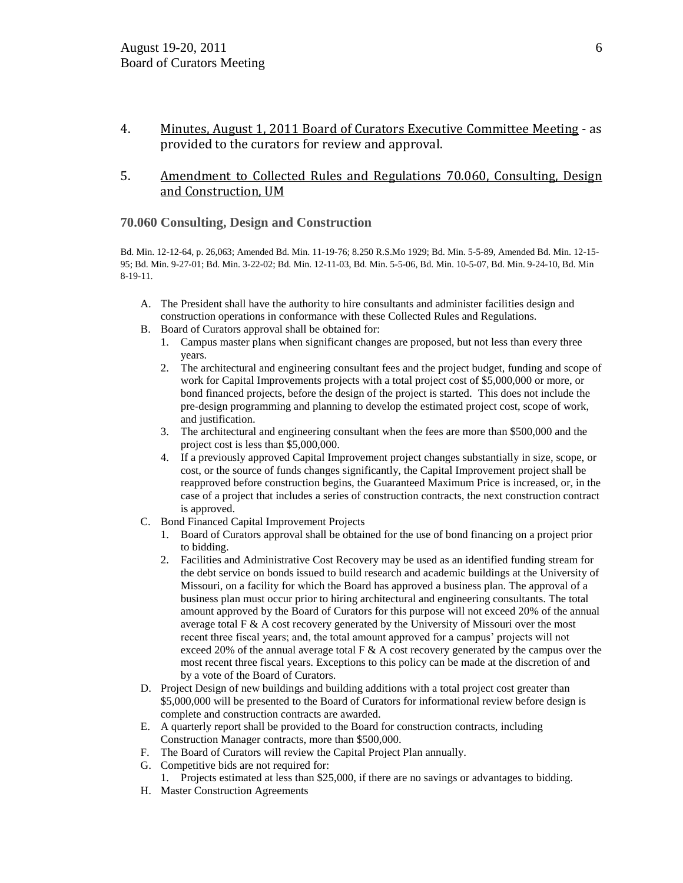4. <u>Minutes, August 1, 2011 Board of Curators Executive Committee Meeting</u> - as provided to the curators for review and approval.

5. <u>Amendment to Collected Rules and Regulations 70.060, Consulting, Design and Construction, UM</u>

### 70.060 Consulting, Design and Construction

Bd. Min. 12-12-64, p. 26,063; Amended Bd. Min. 11-19-76; 8.250 R.S.Mo 1929; Bd. Min. 5-5-89, Amended Bd. Min. 12-15-95; Bd. Min. 9-27-01; Bd. Min. 3-22-02; Bd. Min. 12-11-03, Bd. Min. 5-5-06, Bd. Min. 10-5-07, Bd. Min. 9-24-10, Bd. Min 8-19-11.

A. The President shall have the authority to hire consultants and administer facilities design and construction operations in conformance with these Collected Rules and Regulations.
B. Board of Curators approval shall be obtained for:
   1. Campus master plans when significant changes are proposed, but not less than every three years.
   2. The architectural and engineering consultant fees and the project budget, funding and scope of work for Capital Improvements projects with a total project cost of $5,000,000 or more, or bond financed projects, before the design of the project is started. This does not include the pre-design programming and planning to develop the estimated project cost, scope of work, and justification.
   3. The architectural and engineering consultant when the fees are more than $500,000 and the project cost is less than $5,000,000.
   4. If a previously approved Capital Improvement project changes substantially in size, scope, or cost, or the source of funds changes significantly, the Capital Improvement project shall be reapproved before construction begins, the Guaranteed Maximum Price is increased, or, in the case of a project that includes a series of construction contracts, the next construction contract is approved.
C. Bond Financed Capital Improvement Projects
   1. Board of Curators approval shall be obtained for the use of bond financing on a project prior to bidding.
   2. Facilities and Administrative Cost Recovery may be used as an identified funding stream for the debt service on bonds issued to build research and academic buildings at the University of Missouri, on a facility for which the Board has approved a business plan. The approval of a business plan must occur prior to hiring architectural and engineering consultants. The total amount approved by the Board of Curators for this purpose will not exceed 20% of the annual average total F & A cost recovery generated by the University of Missouri over the most recent three fiscal years; and, the total amount approved for a campus' projects will not exceed 20% of the annual average total F & A cost recovery generated by the campus over the most recent three fiscal years. Exceptions to this policy can be made at the discretion of and by a vote of the Board of Curators.
D. Project Design of new buildings and building additions with a total project cost greater than $5,000,000 will be presented to the Board of Curators for informational review before design is complete and construction contracts are awarded.
E. A quarterly report shall be provided to the Board for construction contracts, including Construction Manager contracts, more than $500,000.
F. The Board of Curators will review the Capital Project Plan annually.
G. Competitive bids are not required for:
   1. Projects estimated at less than $25,000, if there are no savings or advantages to bidding.
H. Master Construction Agreements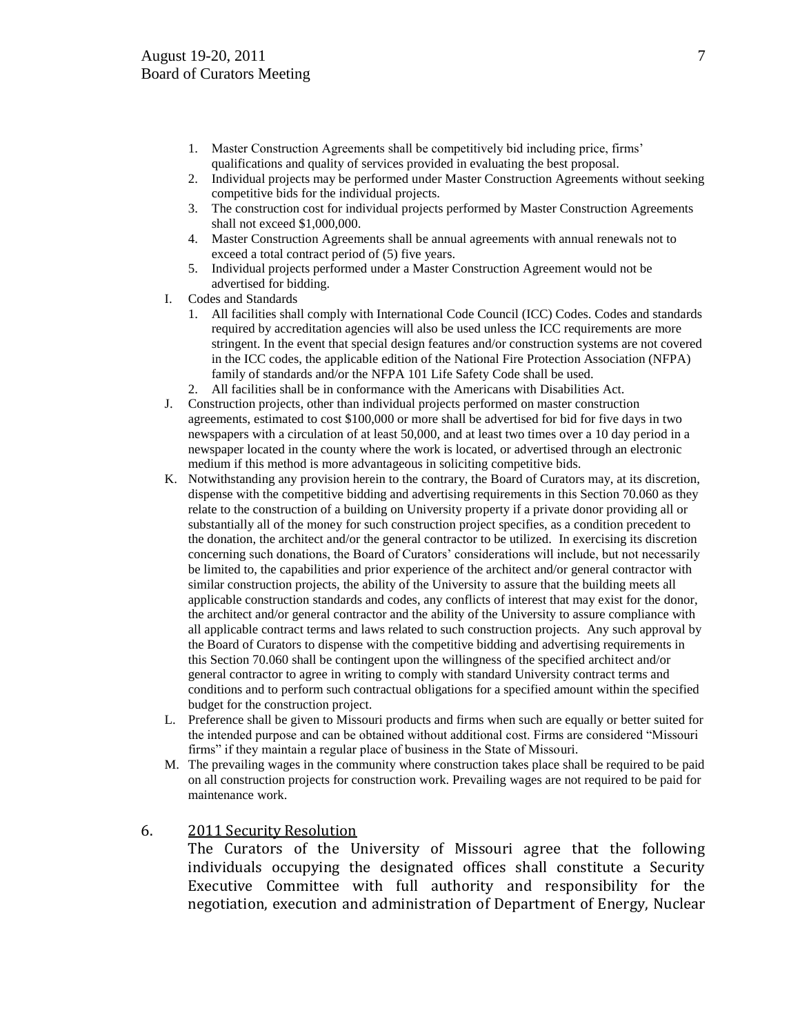1. Master Construction Agreements shall be competitively bid including price, firms' qualifications and quality of services provided in evaluating the best proposal.
2. Individual projects may be performed under Master Construction Agreements without seeking competitive bids for the individual projects.
3. The construction cost for individual projects performed by Master Construction Agreements shall not exceed $1,000,000.
4. Master Construction Agreements shall be annual agreements with annual renewals not to exceed a total contract period of (5) five years.
5. Individual projects performed under a Master Construction Agreement would not be advertised for bidding.

I. Codes and Standards
   1. All facilities shall comply with International Code Council (ICC) Codes. Codes and standards required by accreditation agencies will also be used unless the ICC requirements are more stringent. In the event that special design features and/or construction systems are not covered in the ICC codes, the applicable edition of the National Fire Protection Association (NFPA) family of standards and/or the NFPA 101 Life Safety Code shall be used.
   2. All facilities shall be in conformance with the Americans with Disabilities Act.

J. Construction projects, other than individual projects performed on master construction agreements, estimated to cost $100,000 or more shall be advertised for bid for five days in two newspapers with a circulation of at least 50,000, and at least two times over a 10 day period in a newspaper located in the county where the work is located, or advertised through an electronic medium if this method is more advantageous in soliciting competitive bids.

K. Notwithstanding any provision herein to the contrary, the Board of Curators may, at its discretion, dispense with the competitive bidding and advertising requirements in this Section 70.060 as they relate to the construction of a building on University property if a private donor providing all or substantially all of the money for such construction project specifies, as a condition precedent to the donation, the architect and/or the general contractor to be utilized. In exercising its discretion concerning such donations, the Board of Curators' considerations will include, but not necessarily be limited to, the capabilities and prior experience of the architect and/or general contractor with similar construction projects, the ability of the University to assure that the building meets all applicable construction standards and codes, any conflicts of interest that may exist for the donor, the architect and/or general contractor and the ability of the University to assure compliance with all applicable contract terms and laws related to such construction projects. Any such approval by the Board of Curators to dispense with the competitive bidding and advertising requirements in this Section 70.060 shall be contingent upon the willingness of the specified architect and/or general contractor to agree in writing to comply with standard University contract terms and conditions and to perform such contractual obligations for a specified amount within the specified budget for the construction project.

L. Preference shall be given to Missouri products and firms when such are equally or better suited for the intended purpose and can be obtained without additional cost. Firms are considered "Missouri firms" if they maintain a regular place of business in the State of Missouri.

M. The prevailing wages in the community where construction takes place shall be required to be paid on all construction projects for construction work. Prevailing wages are not required to be paid for maintenance work.

6. <u>2011 Security Resolution</u>

   The Curators of the University of Missouri agree that the following individuals occupying the designated offices shall constitute a Security Executive Committee with full authority and responsibility for the negotiation, execution and administration of Department of Energy, Nuclear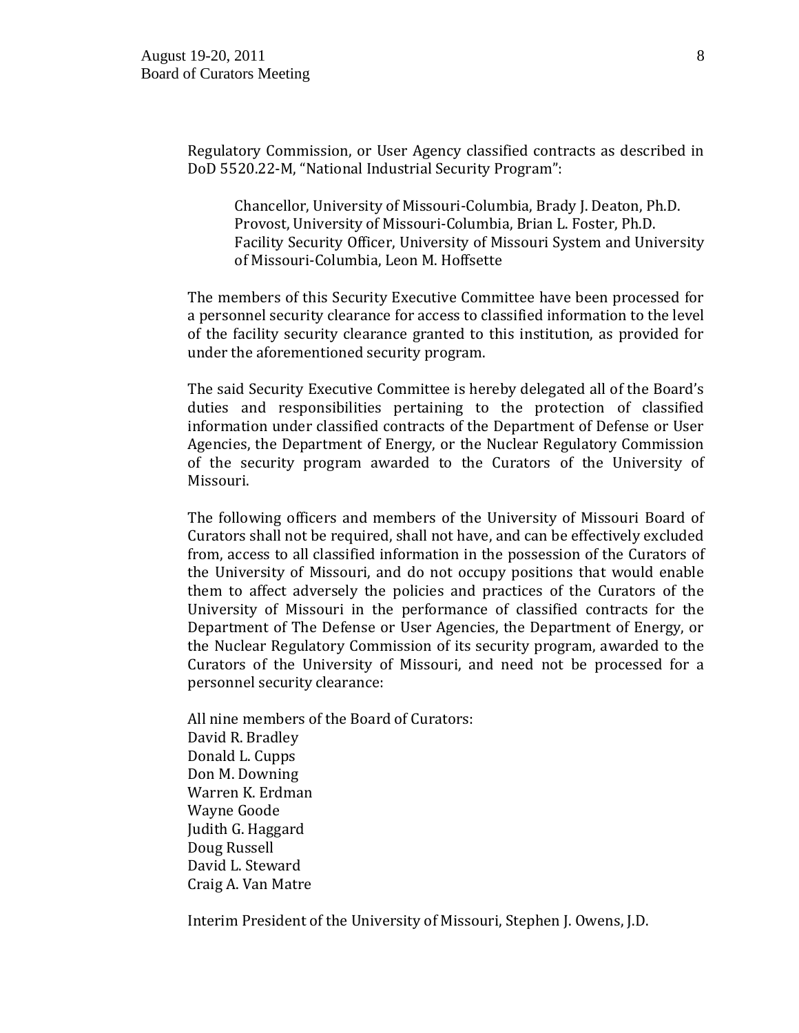Regulatory Commission, or User Agency classified contracts as described in DoD 5520.22-M, "National Industrial Security Program":

> Chancellor, University of Missouri-Columbia, Brady J. Deaton, Ph.D.
> Provost, University of Missouri-Columbia, Brian L. Foster, Ph.D.
> Facility Security Officer, University of Missouri System and University of Missouri-Columbia, Leon M. Hoffsette

The members of this Security Executive Committee have been processed for a personnel security clearance for access to classified information to the level of the facility security clearance granted to this institution, as provided for under the aforementioned security program.

The said Security Executive Committee is hereby delegated all of the Board's duties and responsibilities pertaining to the protection of classified information under classified contracts of the Department of Defense or User Agencies, the Department of Energy, or the Nuclear Regulatory Commission of the security program awarded to the Curators of the University of Missouri.

The following officers and members of the University of Missouri Board of Curators shall not be required, shall not have, and can be effectively excluded from, access to all classified information in the possession of the Curators of the University of Missouri, and do not occupy positions that would enable them to affect adversely the policies and practices of the Curators of the University of Missouri in the performance of classified contracts for the Department of The Defense or User Agencies, the Department of Energy, or the Nuclear Regulatory Commission of its security program, awarded to the Curators of the University of Missouri, and need not be processed for a personnel security clearance:

All nine members of the Board of Curators:
David R. Bradley
Donald L. Cupps
Don M. Downing
Warren K. Erdman
Wayne Goode
Judith G. Haggard
Doug Russell
David L. Steward
Craig A. Van Matre

Interim President of the University of Missouri, Stephen J. Owens, J.D.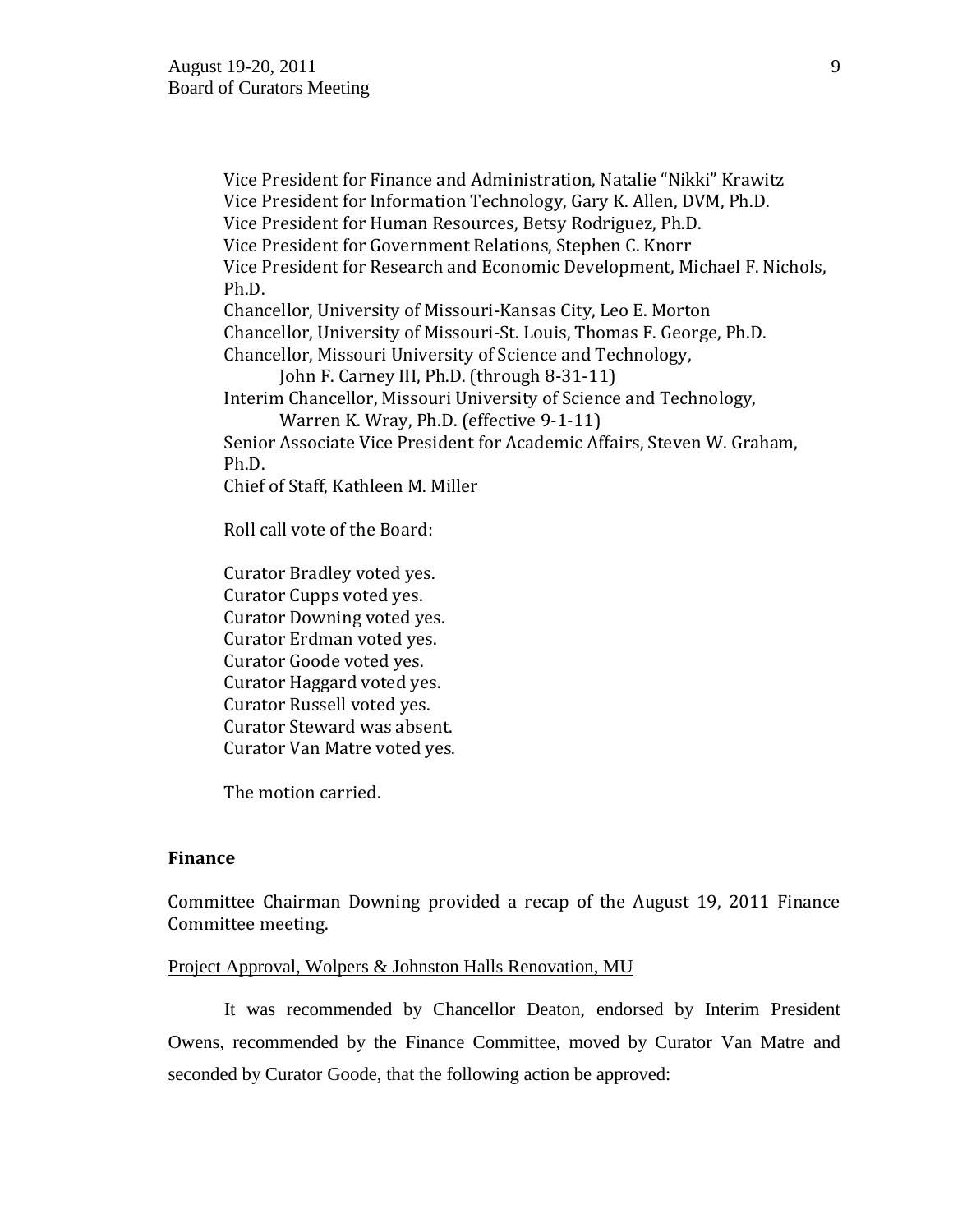Vice President for Finance and Administration, Natalie "Nikki" Krawitz
Vice President for Information Technology, Gary K. Allen, DVM, Ph.D.
Vice President for Human Resources, Betsy Rodriguez, Ph.D.
Vice President for Government Relations, Stephen C. Knorr
Vice President for Research and Economic Development, Michael F. Nichols, Ph.D.
Chancellor, University of Missouri-Kansas City, Leo E. Morton
Chancellor, University of Missouri-St. Louis, Thomas F. George, Ph.D.
Chancellor, Missouri University of Science and Technology,
John F. Carney III, Ph.D. (through 8-31-11)
Interim Chancellor, Missouri University of Science and Technology,
Warren K. Wray, Ph.D. (effective 9-1-11)
Senior Associate Vice President for Academic Affairs, Steven W. Graham, Ph.D.
Chief of Staff, Kathleen M. Miller

Roll call vote of the Board:

Curator Bradley voted yes.
Curator Cupps voted yes.
Curator Downing voted yes.
Curator Erdman voted yes.
Curator Goode voted yes.
Curator Haggard voted yes.
Curator Russell voted yes.
Curator Steward was absent.
Curator Van Matre voted yes.

The motion carried.

## Finance

Committee Chairman Downing provided a recap of the August 19, 2011 Finance Committee meeting.

### Project Approval, Wolpers & Johnston Halls Renovation, MU

It was recommended by Chancellor Deaton, endorsed by Interim President Owens, recommended by the Finance Committee, moved by Curator Van Matre and seconded by Curator Goode, that the following action be approved: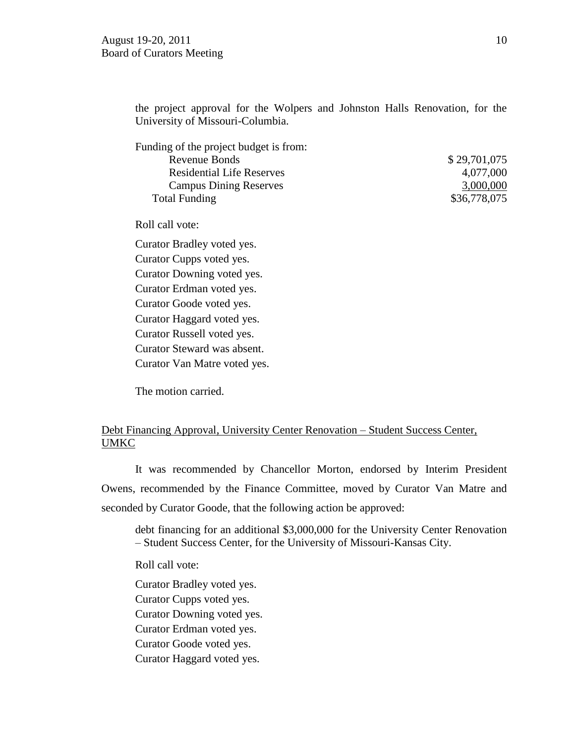the project approval for the Wolpers and Johnston Halls Renovation, for the University of Missouri-Columbia.

| Funding of the project budget is from: | |
|---|---|
| Revenue Bonds | $ 29,701,075 |
| Residential Life Reserves | 4,077,000 |
| Campus Dining Reserves | 3,000,000 |
| Total Funding | $36,778,075 |

Roll call vote:

Curator Bradley voted yes.
Curator Cupps voted yes.
Curator Downing voted yes.
Curator Erdman voted yes.
Curator Goode voted yes.
Curator Haggard voted yes.
Curator Russell voted yes.
Curator Steward was absent.
Curator Van Matre voted yes.

The motion carried.

Debt Financing Approval, University Center Renovation – Student Success Center, UMKC

It was recommended by Chancellor Morton, endorsed by Interim President Owens, recommended by the Finance Committee, moved by Curator Van Matre and seconded by Curator Goode, that the following action be approved:

debt financing for an additional $3,000,000 for the University Center Renovation – Student Success Center, for the University of Missouri-Kansas City.

Roll call vote:

Curator Bradley voted yes.
Curator Cupps voted yes.
Curator Downing voted yes.
Curator Erdman voted yes.
Curator Goode voted yes.
Curator Haggard voted yes.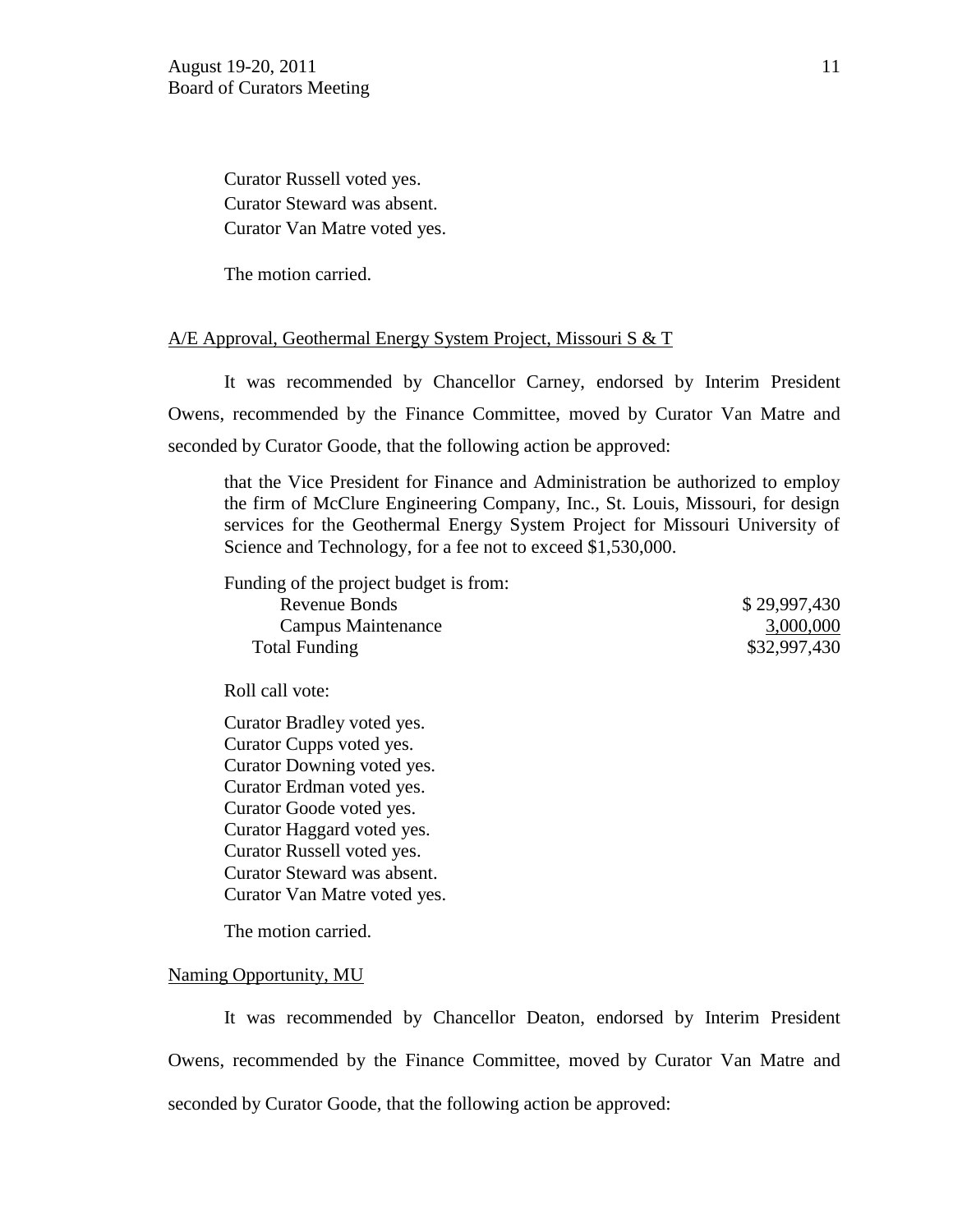Curator Russell voted yes.
Curator Steward was absent.
Curator Van Matre voted yes.

The motion carried.

A/E Approval, Geothermal Energy System Project, Missouri S & T

It was recommended by Chancellor Carney, endorsed by Interim President Owens, recommended by the Finance Committee, moved by Curator Van Matre and seconded by Curator Goode, that the following action be approved:

> that the Vice President for Finance and Administration be authorized to employ the firm of McClure Engineering Company, Inc., St. Louis, Missouri, for design services for the Geothermal Energy System Project for Missouri University of Science and Technology, for a fee not to exceed $1,530,000.

| Funding of the project budget is from: | |
|---|---|
| Revenue Bonds | $ 29,997,430 |
| Campus Maintenance | 3,000,000 |
| Total Funding | $32,997,430 |

Roll call vote:

Curator Bradley voted yes.
Curator Cupps voted yes.
Curator Downing voted yes.
Curator Erdman voted yes.
Curator Goode voted yes.
Curator Haggard voted yes.
Curator Russell voted yes.
Curator Steward was absent.
Curator Van Matre voted yes.

The motion carried.

Naming Opportunity, MU

It was recommended by Chancellor Deaton, endorsed by Interim President Owens, recommended by the Finance Committee, moved by Curator Van Matre and seconded by Curator Goode, that the following action be approved: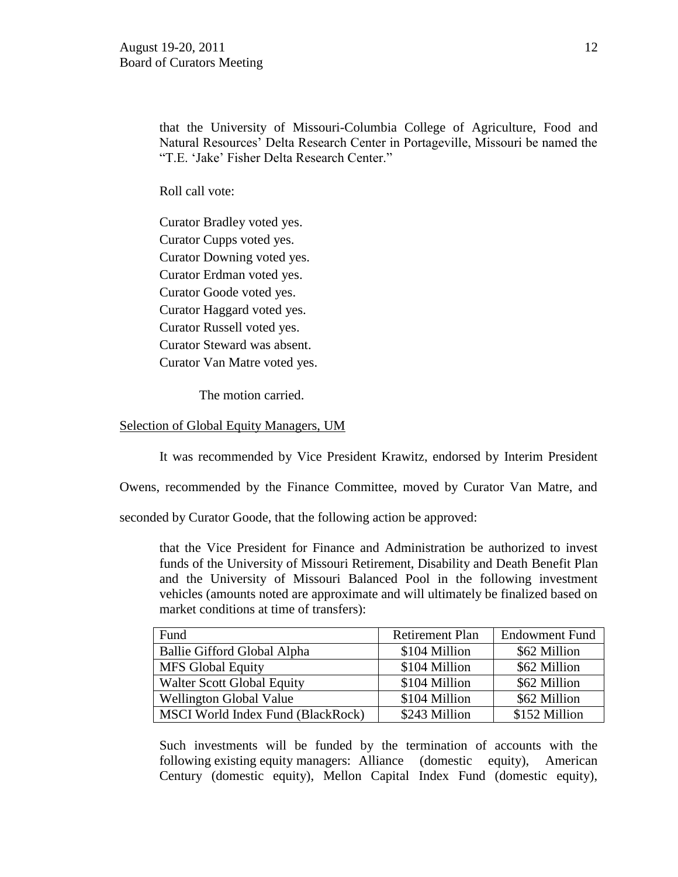that the University of Missouri-Columbia College of Agriculture, Food and Natural Resources' Delta Research Center in Portageville, Missouri be named the "T.E. 'Jake' Fisher Delta Research Center."

Roll call vote:

Curator Bradley voted yes.
Curator Cupps voted yes.
Curator Downing voted yes.
Curator Erdman voted yes.
Curator Goode voted yes.
Curator Haggard voted yes.
Curator Russell voted yes.
Curator Steward was absent.
Curator Van Matre voted yes.

The motion carried.

<u>Selection of Global Equity Managers, UM</u>

It was recommended by Vice President Krawitz, endorsed by Interim President Owens, recommended by the Finance Committee, moved by Curator Van Matre, and seconded by Curator Goode, that the following action be approved:

that the Vice President for Finance and Administration be authorized to invest funds of the University of Missouri Retirement, Disability and Death Benefit Plan and the University of Missouri Balanced Pool in the following investment vehicles (amounts noted are approximate and will ultimately be finalized based on market conditions at time of transfers):

| Fund | Retirement Plan | Endowment Fund |
|---|---|---|
| Ballie Gifford Global Alpha | \$104 Million | \$62 Million |
| MFS Global Equity | \$104 Million | \$62 Million |
| Walter Scott Global Equity | \$104 Million | \$62 Million |
| Wellington Global Value | \$104 Million | \$62 Million |
| MSCI World Index Fund (BlackRock) | \$243 Million | \$152 Million |

Such investments will be funded by the termination of accounts with the following existing equity managers: Alliance (domestic equity), American Century (domestic equity), Mellon Capital Index Fund (domestic equity),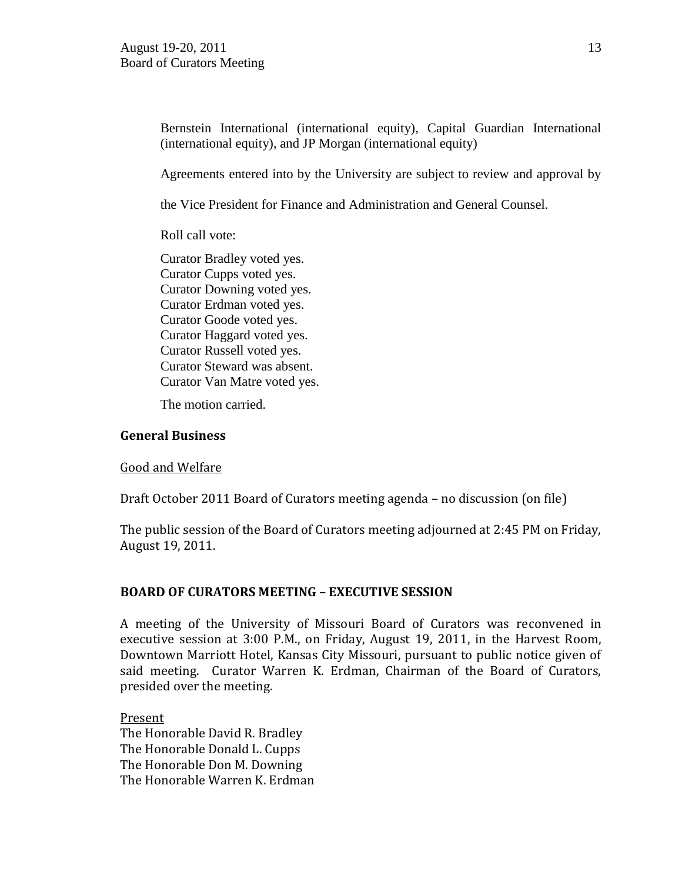Bernstein International (international equity), Capital Guardian International (international equity), and JP Morgan (international equity)

Agreements entered into by the University are subject to review and approval by the Vice President for Finance and Administration and General Counsel.

Roll call vote:

Curator Bradley voted yes.
Curator Cupps voted yes.
Curator Downing voted yes.
Curator Erdman voted yes.
Curator Goode voted yes.
Curator Haggard voted yes.
Curator Russell voted yes.
Curator Steward was absent.
Curator Van Matre voted yes.

The motion carried.

**General Business**

Good and Welfare

Draft October 2011 Board of Curators meeting agenda – no discussion (on file)

The public session of the Board of Curators meeting adjourned at 2:45 PM on Friday, August 19, 2011.

**BOARD OF CURATORS MEETING – EXECUTIVE SESSION**

A meeting of the University of Missouri Board of Curators was reconvened in executive session at 3:00 P.M., on Friday, August 19, 2011, in the Harvest Room, Downtown Marriott Hotel, Kansas City Missouri, pursuant to public notice given of said meeting. Curator Warren K. Erdman, Chairman of the Board of Curators, presided over the meeting.

Present
The Honorable David R. Bradley
The Honorable Donald L. Cupps
The Honorable Don M. Downing
The Honorable Warren K. Erdman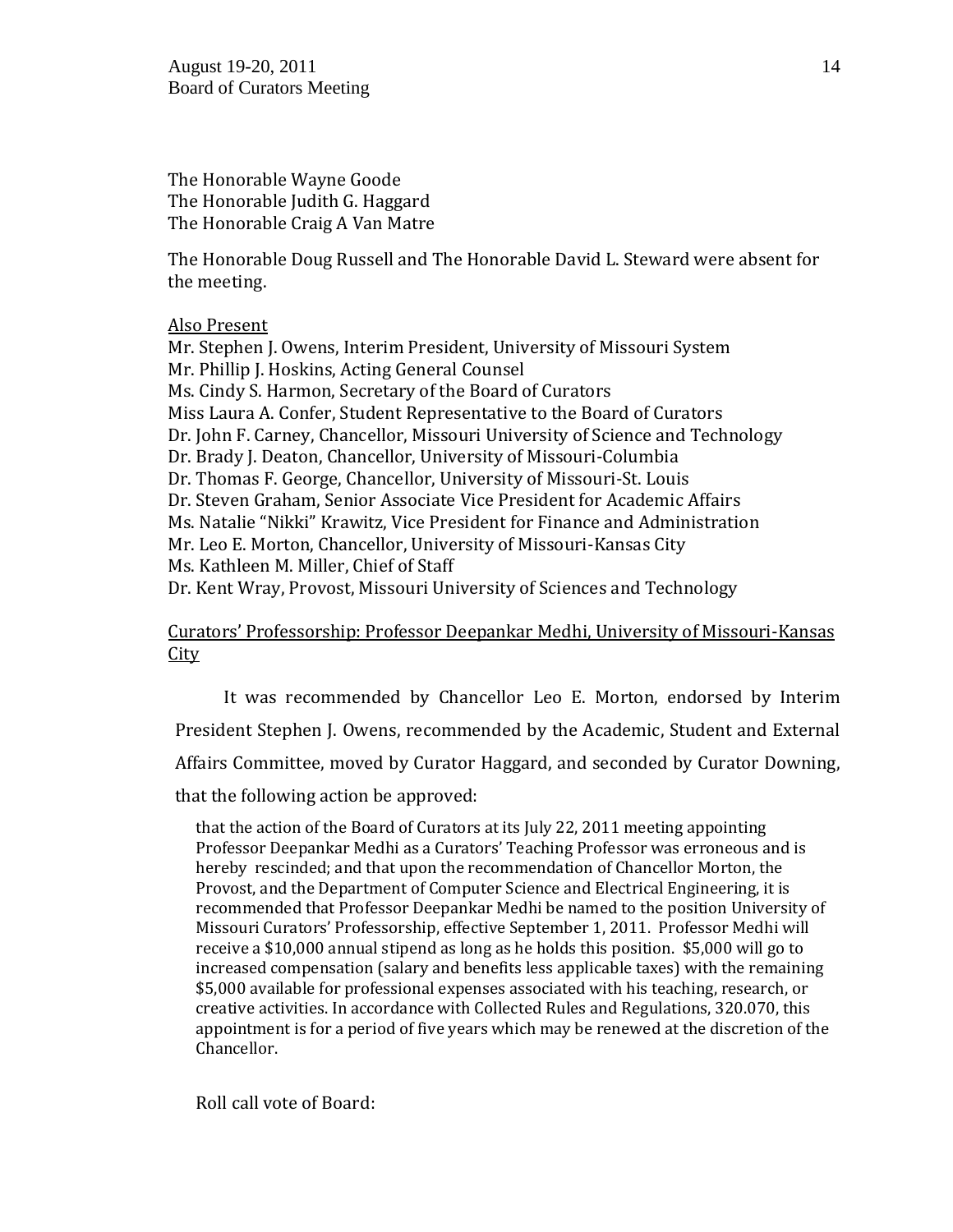The Honorable Wayne Goode
The Honorable Judith G. Haggard
The Honorable Craig A Van Matre

The Honorable Doug Russell and The Honorable David L. Steward were absent for the meeting.

Also Present

Mr. Stephen J. Owens, Interim President, University of Missouri System
Mr. Phillip J. Hoskins, Acting General Counsel
Ms. Cindy S. Harmon, Secretary of the Board of Curators
Miss Laura A. Confer, Student Representative to the Board of Curators
Dr. John F. Carney, Chancellor, Missouri University of Science and Technology
Dr. Brady J. Deaton, Chancellor, University of Missouri-Columbia
Dr. Thomas F. George, Chancellor, University of Missouri-St. Louis
Dr. Steven Graham, Senior Associate Vice President for Academic Affairs
Ms. Natalie "Nikki" Krawitz, Vice President for Finance and Administration
Mr. Leo E. Morton, Chancellor, University of Missouri-Kansas City
Ms. Kathleen M. Miller, Chief of Staff
Dr. Kent Wray, Provost, Missouri University of Sciences and Technology

Curators' Professorship: Professor Deepankar Medhi, University of Missouri-Kansas City

It was recommended by Chancellor Leo E. Morton, endorsed by Interim President Stephen J. Owens, recommended by the Academic, Student and External Affairs Committee, moved by Curator Haggard, and seconded by Curator Downing, that the following action be approved:

that the action of the Board of Curators at its July 22, 2011 meeting appointing Professor Deepankar Medhi as a Curators' Teaching Professor was erroneous and is hereby rescinded; and that upon the recommendation of Chancellor Morton, the Provost, and the Department of Computer Science and Electrical Engineering, it is recommended that Professor Deepankar Medhi be named to the position University of Missouri Curators' Professorship, effective September 1, 2011. Professor Medhi will receive a $10,000 annual stipend as long as he holds this position. $5,000 will go to increased compensation (salary and benefits less applicable taxes) with the remaining $5,000 available for professional expenses associated with his teaching, research, or creative activities. In accordance with Collected Rules and Regulations, 320.070, this appointment is for a period of five years which may be renewed at the discretion of the Chancellor.

Roll call vote of Board: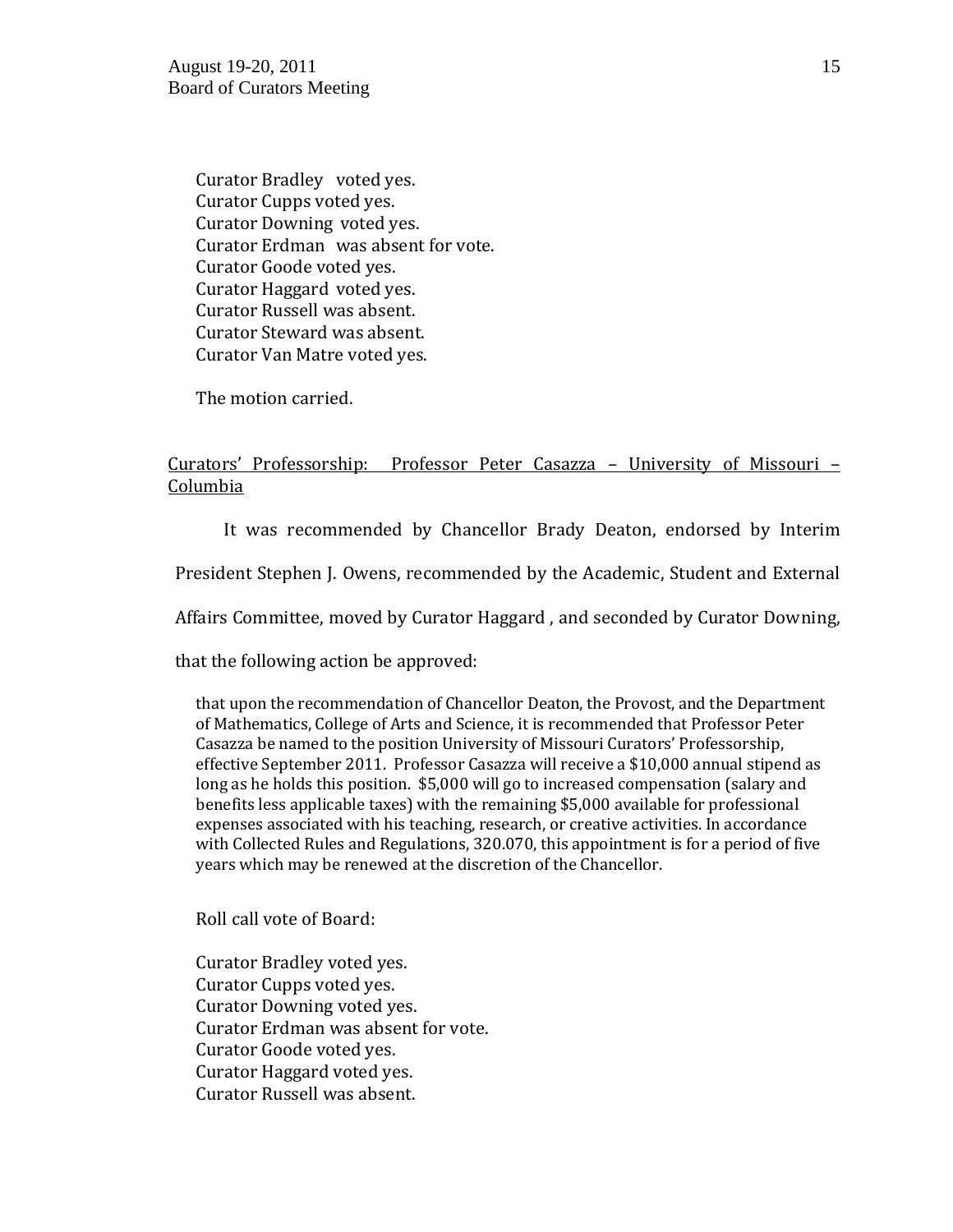Curator Bradley voted yes.
Curator Cupps voted yes.
Curator Downing voted yes.
Curator Erdman was absent for vote.
Curator Goode voted yes.
Curator Haggard voted yes.
Curator Russell was absent.
Curator Steward was absent.
Curator Van Matre voted yes.

The motion carried.

<u>Curators' Professorship: Professor Peter Casazza – University of Missouri – Columbia</u>

It was recommended by Chancellor Brady Deaton, endorsed by Interim President Stephen J. Owens, recommended by the Academic, Student and External Affairs Committee, moved by Curator Haggard , and seconded by Curator Downing, that the following action be approved:

> that upon the recommendation of Chancellor Deaton, the Provost, and the Department of Mathematics, College of Arts and Science, it is recommended that Professor Peter Casazza be named to the position University of Missouri Curators' Professorship, effective September 2011. Professor Casazza will receive a $10,000 annual stipend as long as he holds this position. $5,000 will go to increased compensation (salary and benefits less applicable taxes) with the remaining $5,000 available for professional expenses associated with his teaching, research, or creative activities. In accordance with Collected Rules and Regulations, 320.070, this appointment is for a period of five years which may be renewed at the discretion of the Chancellor.

Roll call vote of Board:

Curator Bradley voted yes.
Curator Cupps voted yes.
Curator Downing voted yes.
Curator Erdman was absent for vote.
Curator Goode voted yes.
Curator Haggard voted yes.
Curator Russell was absent.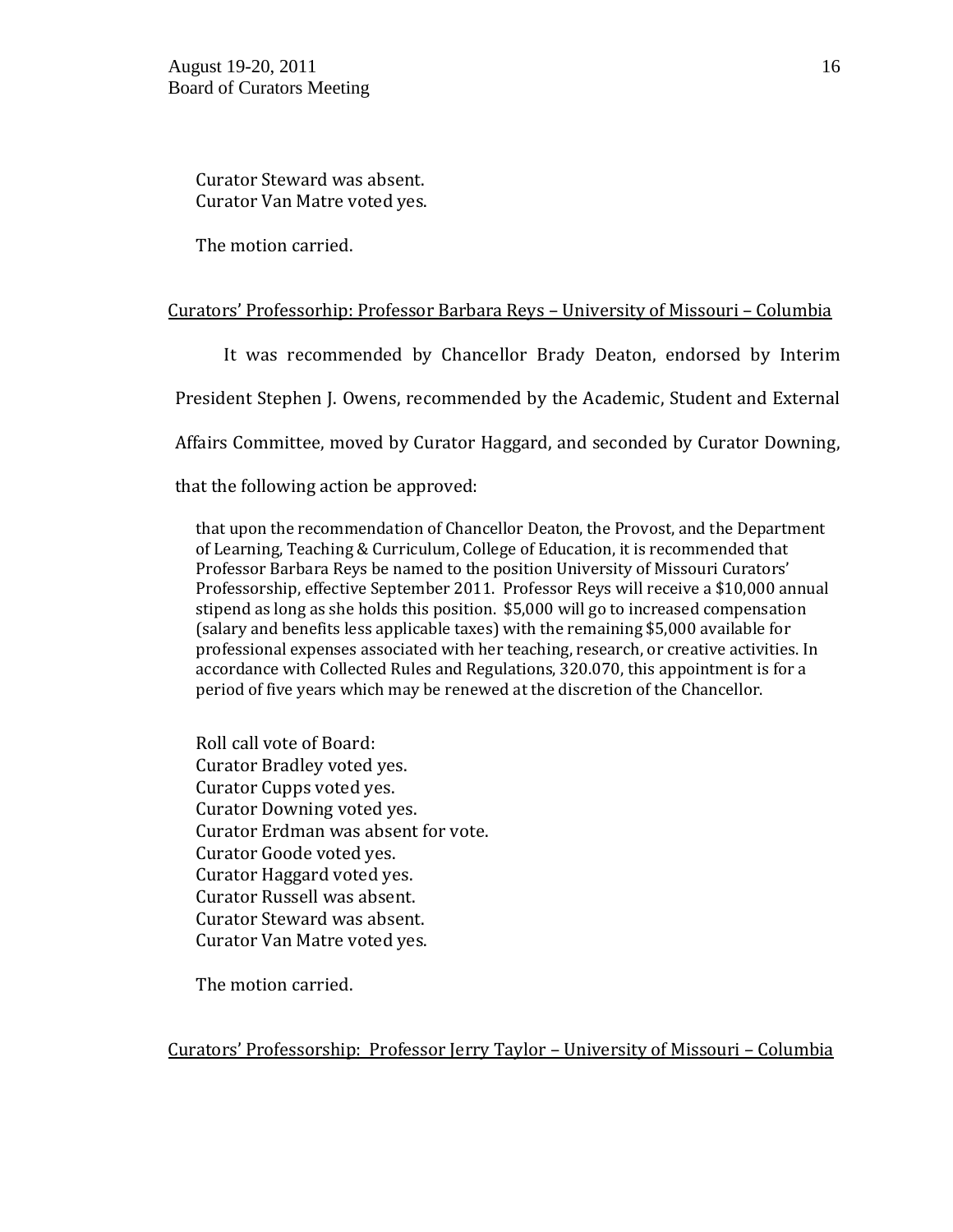Curator Steward was absent.
Curator Van Matre voted yes.

The motion carried.

Curators' Professorhip: Professor Barbara Reys – University of Missouri – Columbia

It was recommended by Chancellor Brady Deaton, endorsed by Interim President Stephen J. Owens, recommended by the Academic, Student and External Affairs Committee, moved by Curator Haggard, and seconded by Curator Downing, that the following action be approved:

> that upon the recommendation of Chancellor Deaton, the Provost, and the Department of Learning, Teaching & Curriculum, College of Education, it is recommended that Professor Barbara Reys be named to the position University of Missouri Curators' Professorship, effective September 2011. Professor Reys will receive a $10,000 annual stipend as long as she holds this position. $5,000 will go to increased compensation (salary and benefits less applicable taxes) with the remaining $5,000 available for professional expenses associated with her teaching, research, or creative activities. In accordance with Collected Rules and Regulations, 320.070, this appointment is for a period of five years which may be renewed at the discretion of the Chancellor.

Roll call vote of Board:
Curator Bradley voted yes.
Curator Cupps voted yes.
Curator Downing voted yes.
Curator Erdman was absent for vote.
Curator Goode voted yes.
Curator Haggard voted yes.
Curator Russell was absent.
Curator Steward was absent.
Curator Van Matre voted yes.

The motion carried.

Curators' Professorship: Professor Jerry Taylor – University of Missouri – Columbia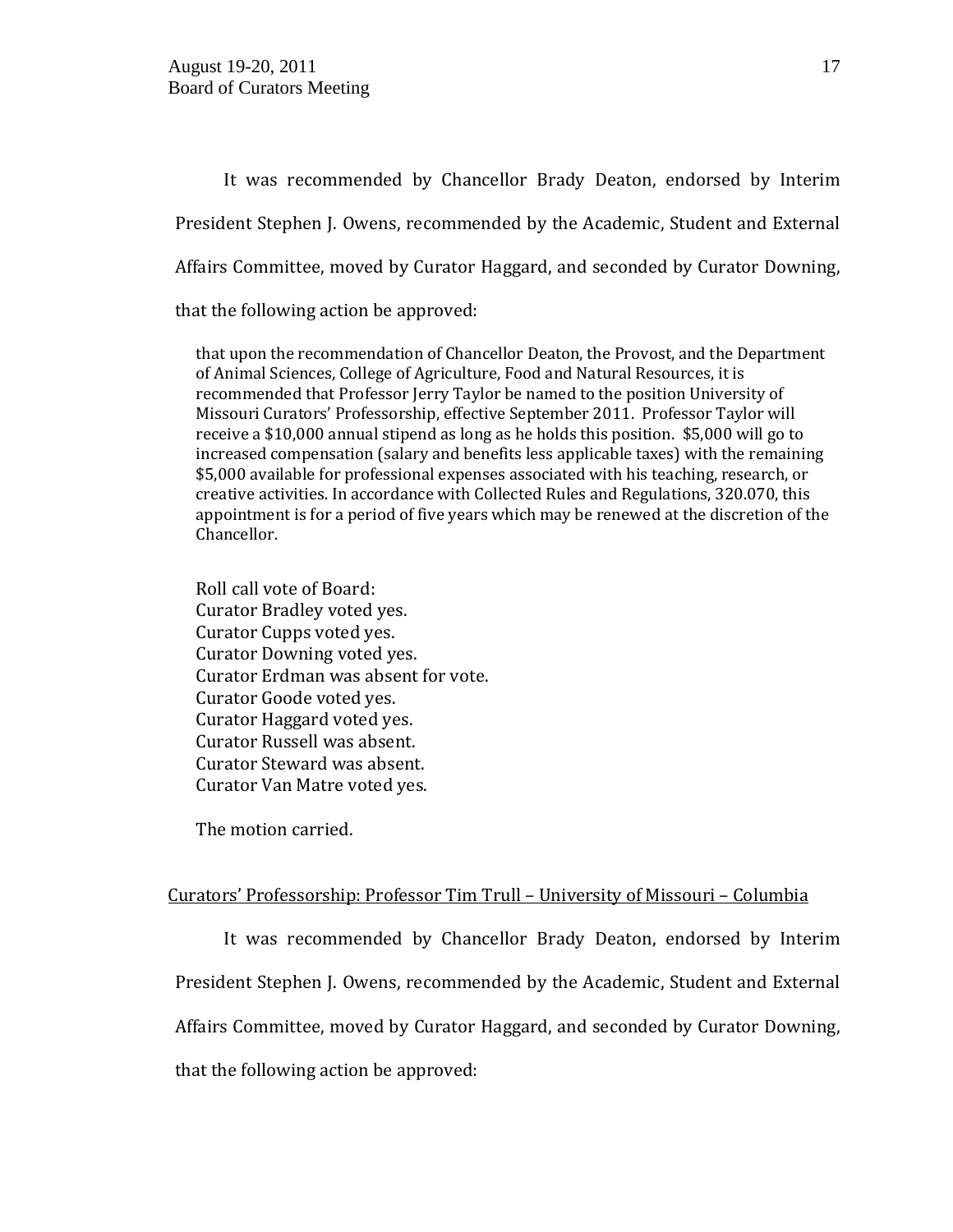It was recommended by Chancellor Brady Deaton, endorsed by Interim President Stephen J. Owens, recommended by the Academic, Student and External Affairs Committee, moved by Curator Haggard, and seconded by Curator Downing, that the following action be approved:

> that upon the recommendation of Chancellor Deaton, the Provost, and the Department of Animal Sciences, College of Agriculture, Food and Natural Resources, it is recommended that Professor Jerry Taylor be named to the position University of Missouri Curators' Professorship, effective September 2011. Professor Taylor will receive a $10,000 annual stipend as long as he holds this position. $5,000 will go to increased compensation (salary and benefits less applicable taxes) with the remaining $5,000 available for professional expenses associated with his teaching, research, or creative activities. In accordance with Collected Rules and Regulations, 320.070, this appointment is for a period of five years which may be renewed at the discretion of the Chancellor.
>
> Roll call vote of Board:
> Curator Bradley voted yes.
> Curator Cupps voted yes.
> Curator Downing voted yes.
> Curator Erdman was absent for vote.
> Curator Goode voted yes.
> Curator Haggard voted yes.
> Curator Russell was absent.
> Curator Steward was absent.
> Curator Van Matre voted yes.
>
> The motion carried.

<u>Curators' Professorship: Professor Tim Trull – University of Missouri – Columbia</u>

It was recommended by Chancellor Brady Deaton, endorsed by Interim President Stephen J. Owens, recommended by the Academic, Student and External Affairs Committee, moved by Curator Haggard, and seconded by Curator Downing, that the following action be approved: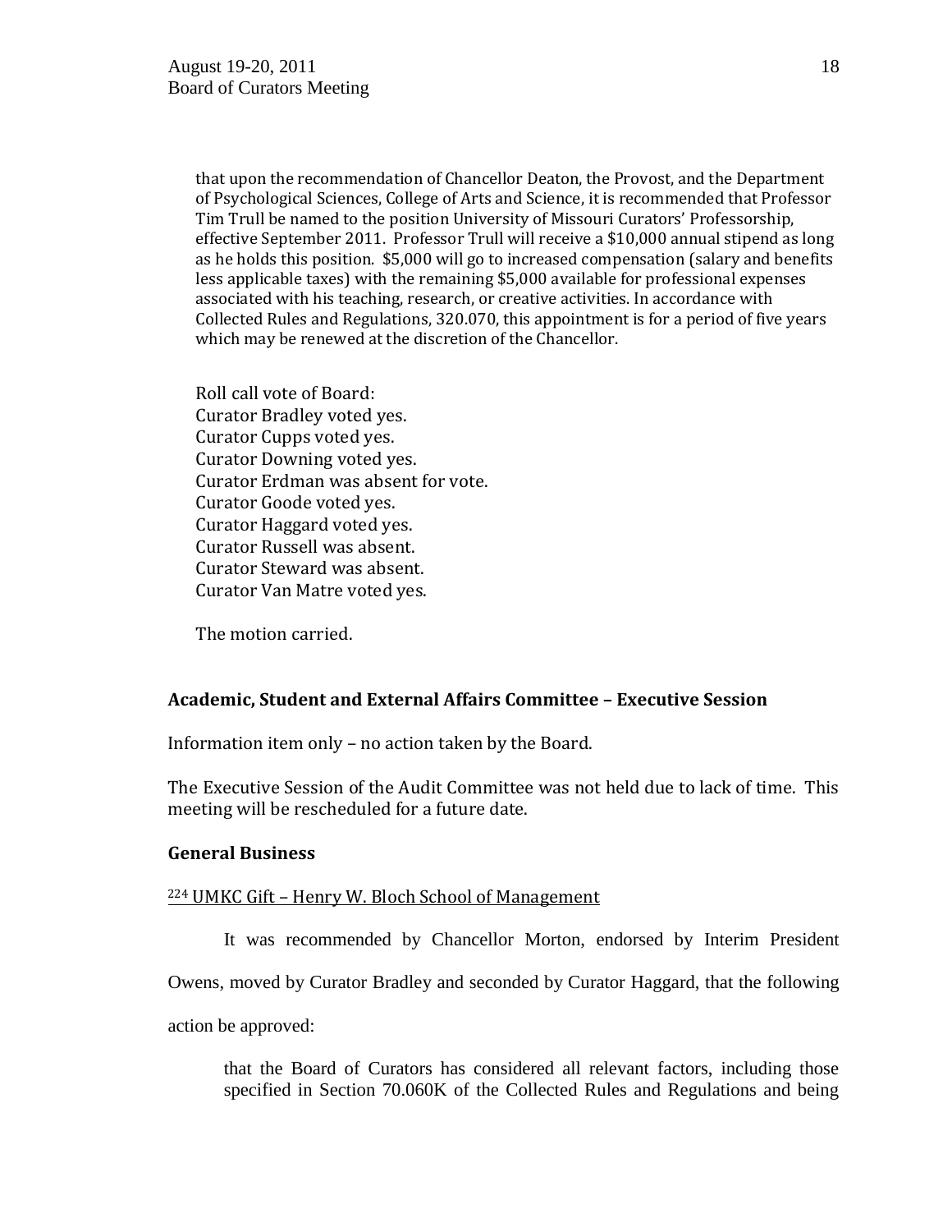that upon the recommendation of Chancellor Deaton, the Provost, and the Department of Psychological Sciences, College of Arts and Science, it is recommended that Professor Tim Trull be named to the position University of Missouri Curators' Professorship, effective September 2011. Professor Trull will receive a $10,000 annual stipend as long as he holds this position. $5,000 will go to increased compensation (salary and benefits less applicable taxes) with the remaining $5,000 available for professional expenses associated with his teaching, research, or creative activities. In accordance with Collected Rules and Regulations, 320.070, this appointment is for a period of five years which may be renewed at the discretion of the Chancellor.

Roll call vote of Board:
Curator Bradley voted yes.
Curator Cupps voted yes.
Curator Downing voted yes.
Curator Erdman was absent for vote.
Curator Goode voted yes.
Curator Haggard voted yes.
Curator Russell was absent.
Curator Steward was absent.
Curator Van Matre voted yes.

The motion carried.

**Academic, Student and External Affairs Committee – Executive Session**

Information item only – no action taken by the Board.

The Executive Session of the Audit Committee was not held due to lack of time. This meeting will be rescheduled for a future date.

**General Business**

[224] UMKC Gift – Henry W. Bloch School of Management

It was recommended by Chancellor Morton, endorsed by Interim President Owens, moved by Curator Bradley and seconded by Curator Haggard, that the following action be approved:

that the Board of Curators has considered all relevant factors, including those specified in Section 70.060K of the Collected Rules and Regulations and being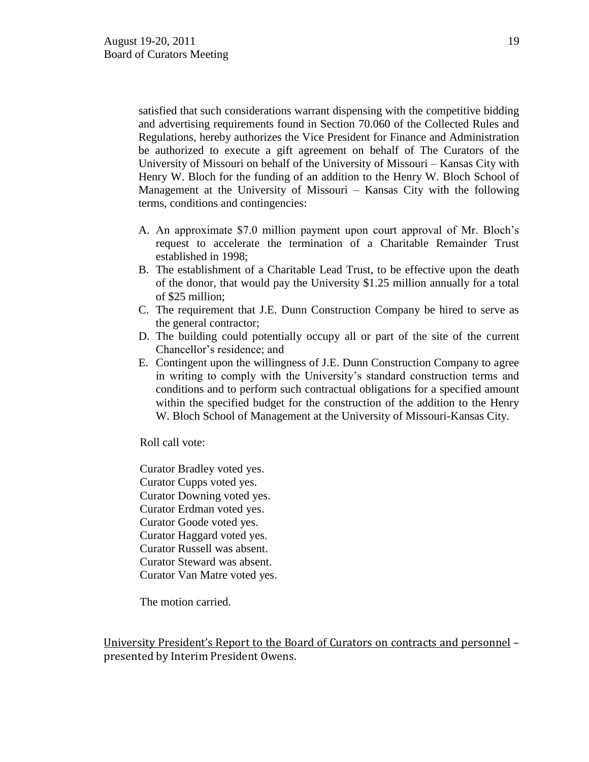satisfied that such considerations warrant dispensing with the competitive bidding and advertising requirements found in Section 70.060 of the Collected Rules and Regulations, hereby authorizes the Vice President for Finance and Administration be authorized to execute a gift agreement on behalf of The Curators of the University of Missouri on behalf of the University of Missouri – Kansas City with Henry W. Bloch for the funding of an addition to the Henry W. Bloch School of Management at the University of Missouri – Kansas City with the following terms, conditions and contingencies:

A. An approximate $7.0 million payment upon court approval of Mr. Bloch's request to accelerate the termination of a Charitable Remainder Trust established in 1998;
B. The establishment of a Charitable Lead Trust, to be effective upon the death of the donor, that would pay the University $1.25 million annually for a total of $25 million;
C. The requirement that J.E. Dunn Construction Company be hired to serve as the general contractor;
D. The building could potentially occupy all or part of the site of the current Chancellor's residence; and
E. Contingent upon the willingness of J.E. Dunn Construction Company to agree in writing to comply with the University's standard construction terms and conditions and to perform such contractual obligations for a specified amount within the specified budget for the construction of the addition to the Henry W. Bloch School of Management at the University of Missouri-Kansas City.

Roll call vote:

Curator Bradley voted yes.
Curator Cupps voted yes.
Curator Downing voted yes.
Curator Erdman voted yes.
Curator Goode voted yes.
Curator Haggard voted yes.
Curator Russell was absent.
Curator Steward was absent.
Curator Van Matre voted yes.

The motion carried.

University President's Report to the Board of Curators on contracts and personnel – presented by Interim President Owens.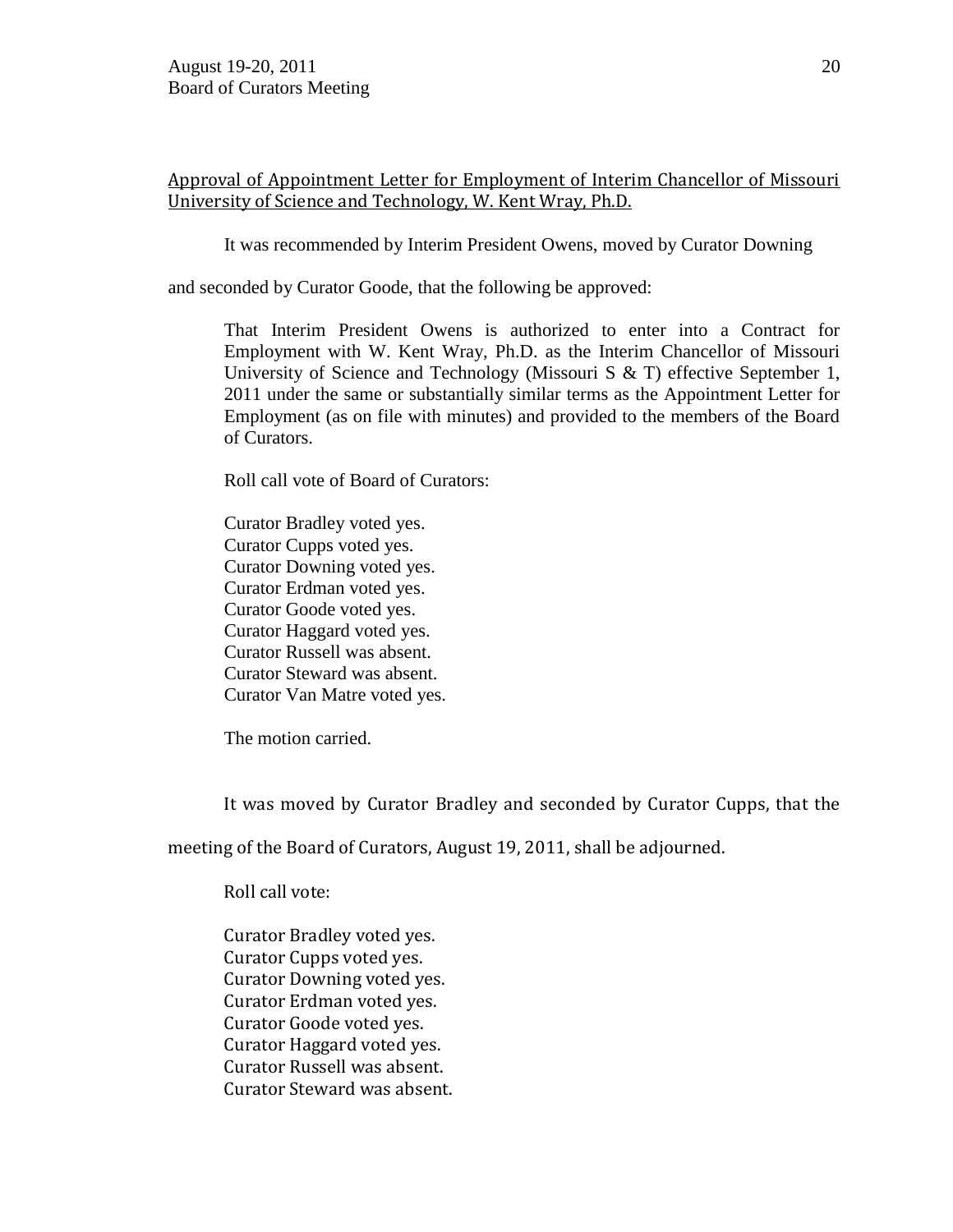Approval of Appointment Letter for Employment of Interim Chancellor of Missouri University of Science and Technology, W. Kent Wray, Ph.D.

It was recommended by Interim President Owens, moved by Curator Downing and seconded by Curator Goode, that the following be approved:

> That Interim President Owens is authorized to enter into a Contract for Employment with W. Kent Wray, Ph.D. as the Interim Chancellor of Missouri University of Science and Technology (Missouri S & T) effective September 1, 2011 under the same or substantially similar terms as the Appointment Letter for Employment (as on file with minutes) and provided to the members of the Board of Curators.

Roll call vote of Board of Curators:

Curator Bradley voted yes.
Curator Cupps voted yes.
Curator Downing voted yes.
Curator Erdman voted yes.
Curator Goode voted yes.
Curator Haggard voted yes.
Curator Russell was absent.
Curator Steward was absent.
Curator Van Matre voted yes.

The motion carried.

It was moved by Curator Bradley and seconded by Curator Cupps, that the meeting of the Board of Curators, August 19, 2011, shall be adjourned.

Roll call vote:

Curator Bradley voted yes.
Curator Cupps voted yes.
Curator Downing voted yes.
Curator Erdman voted yes.
Curator Goode voted yes.
Curator Haggard voted yes.
Curator Russell was absent.
Curator Steward was absent.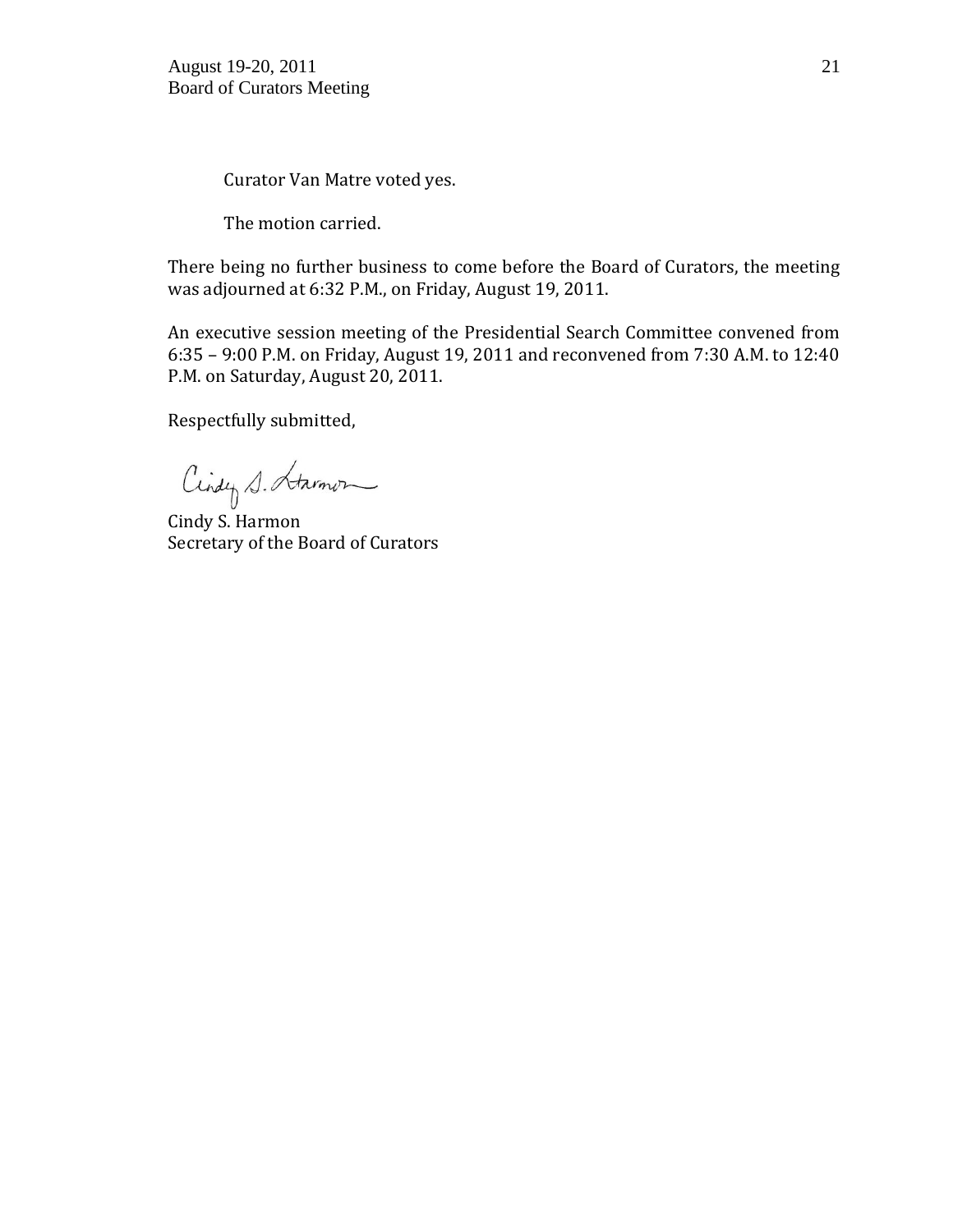Curator Van Matre voted yes.

The motion carried.

There being no further business to come before the Board of Curators, the meeting was adjourned at 6:32 P.M., on Friday, August 19, 2011.

An executive session meeting of the Presidential Search Committee convened from 6:35 – 9:00 P.M. on Friday, August 19, 2011 and reconvened from 7:30 A.M. to 12:40 P.M. on Saturday, August 20, 2011.

Respectfully submitted,

Cindy S. Harmon

Cindy S. Harmon
Secretary of the Board of Curators